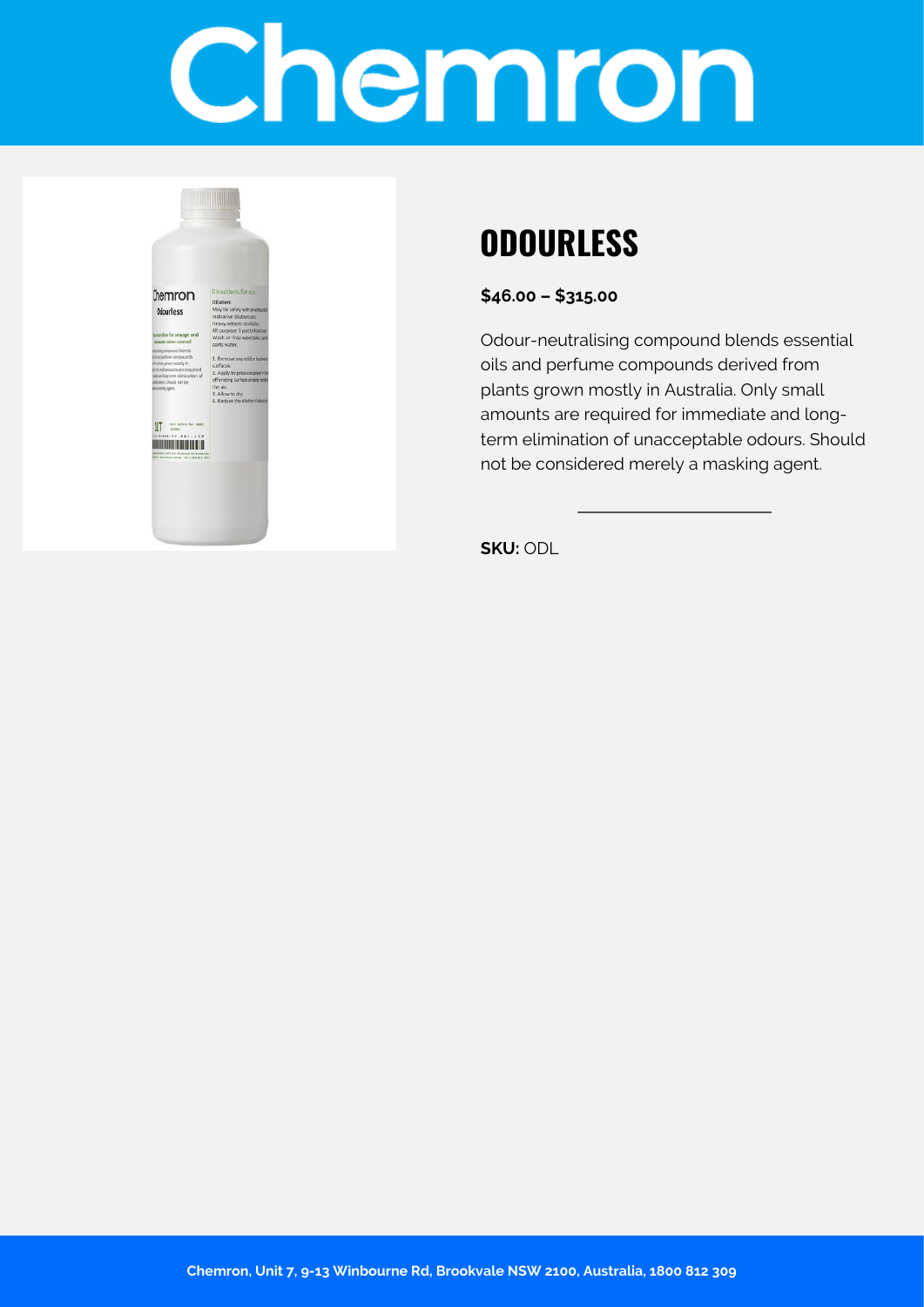# Chemron

## ODOURLESS

**$46.00 – $315.00**

Odour-neutralising compound blends essential oils and perfume compounds derived from plants grown mostly in Australia. Only small amounts are required for immediate and long-term elimination of unacceptable odours. Should not be considered merely a masking agent.

---

**SKU:** ODL

Chemron, Unit 7, 9-13 Winbourne Rd, Brookvale NSW 2100, Australia, 1800 812 309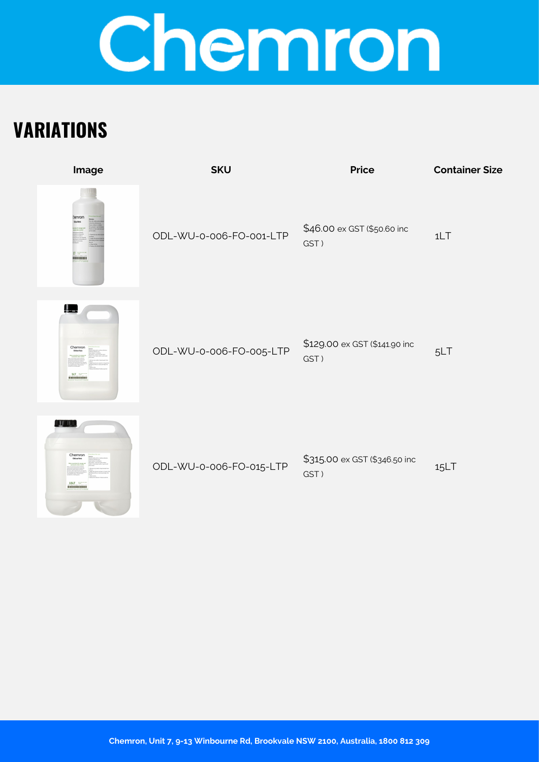# VARIATIONS

| Image | SKU | Price | Container Size |
|---|---|---|---|
| | ODL-WU-0-006-FO-001-LTP | $46.00 ex GST ($50.60 inc GST ) | 1LT |
| | ODL-WU-0-006-FO-005-LTP | $129.00 ex GST ($141.90 inc GST ) | 5LT |
| | ODL-WU-0-006-FO-015-LTP | $315.00 ex GST ($346.50 inc GST ) | 15LT |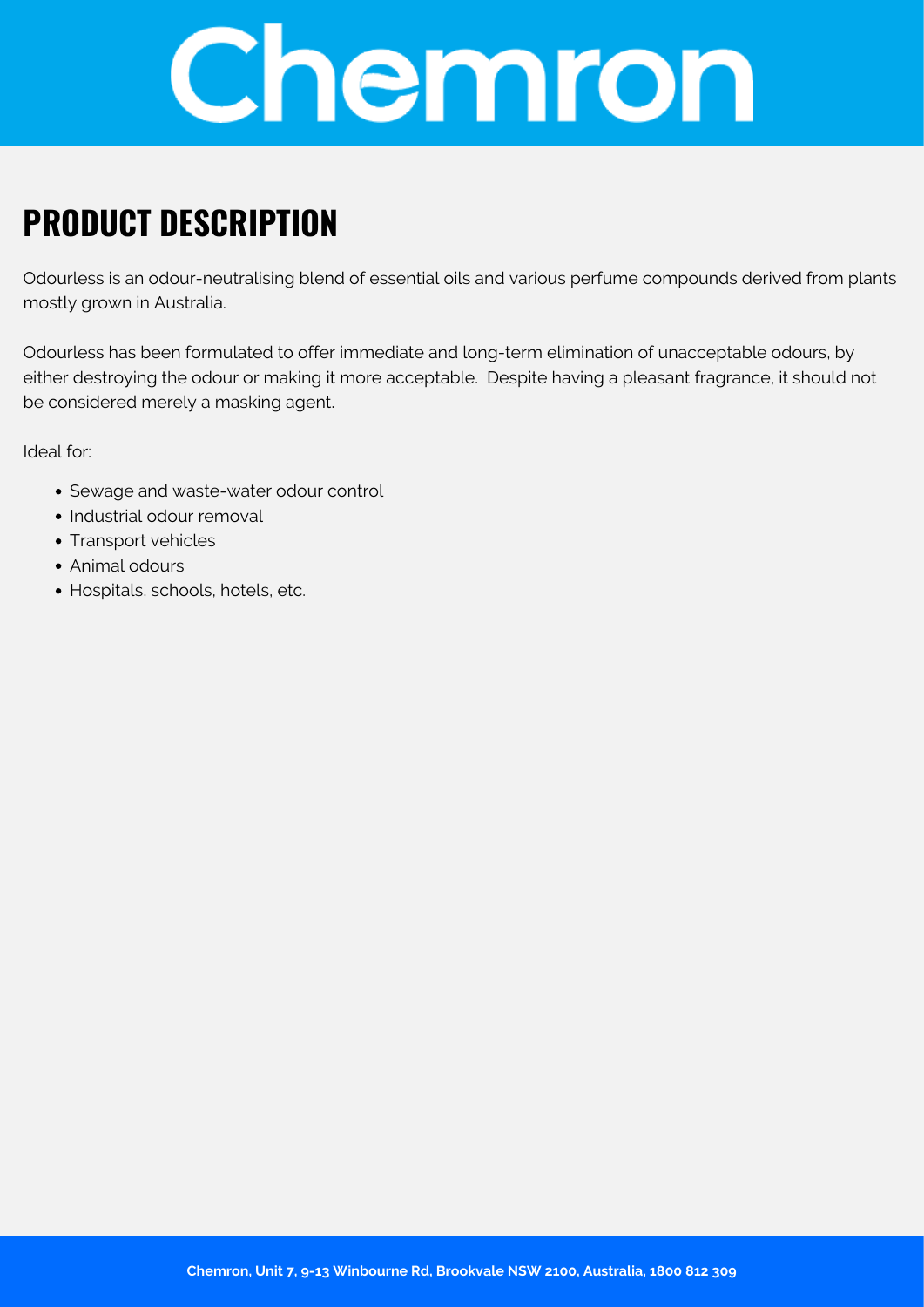# Chemron

## PRODUCT DESCRIPTION

Odourless is an odour-neutralising blend of essential oils and various perfume compounds derived from plants mostly grown in Australia.

Odourless has been formulated to offer immediate and long-term elimination of unacceptable odours, by either destroying the odour or making it more acceptable. Despite having a pleasant fragrance, it should not be considered merely a masking agent.

Ideal for:

- Sewage and waste-water odour control
- Industrial odour removal
- Transport vehicles
- Animal odours
- Hospitals, schools, hotels, etc.

**Chemron, Unit 7, 9-13 Winbourne Rd, Brookvale NSW 2100, Australia, 1800 812 309**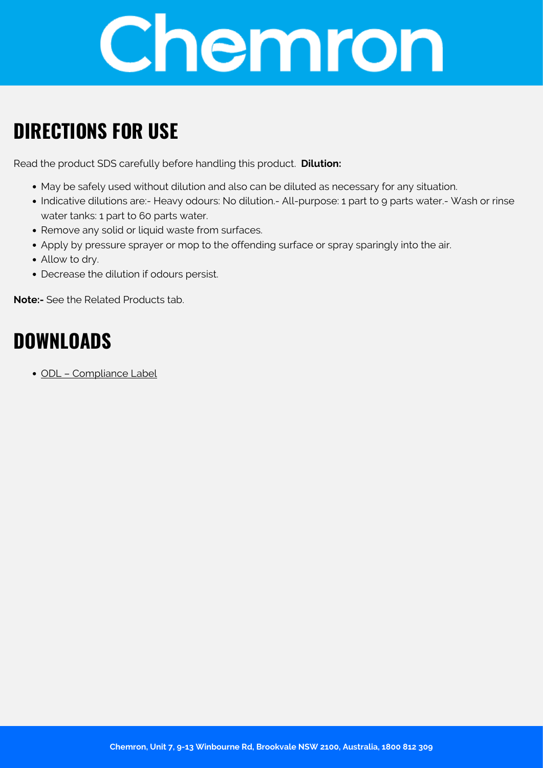# Chemron

## DIRECTIONS FOR USE

Read the product SDS carefully before handling this product. **Dilution:**

- May be safely used without dilution and also can be diluted as necessary for any situation.
- Indicative dilutions are:- Heavy odours: No dilution.- All-purpose: 1 part to 9 parts water.- Wash or rinse water tanks: 1 part to 60 parts water.
- Remove any solid or liquid waste from surfaces.
- Apply by pressure sprayer or mop to the offending surface or spray sparingly into the air.
- Allow to dry.
- Decrease the dilution if odours persist.

**Note:-** See the Related Products tab.

## DOWNLOADS

- ODL – Compliance Label

**Chemron, Unit 7, 9-13 Winbourne Rd, Brookvale NSW 2100, Australia, 1800 812 309**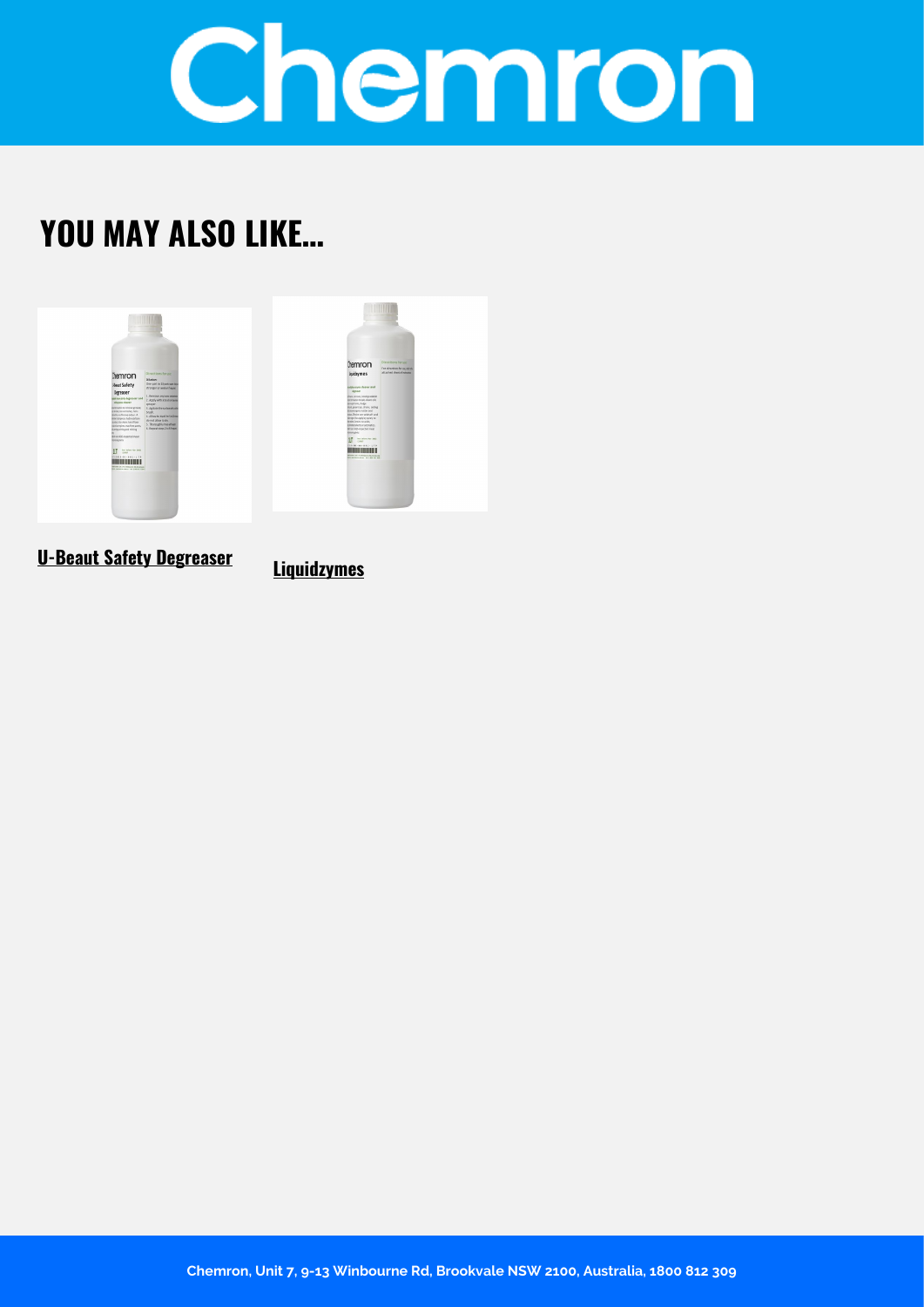## YOU MAY ALSO LIKE...

**U-Beaut Safety Degreaser**

**Liquidzymes**